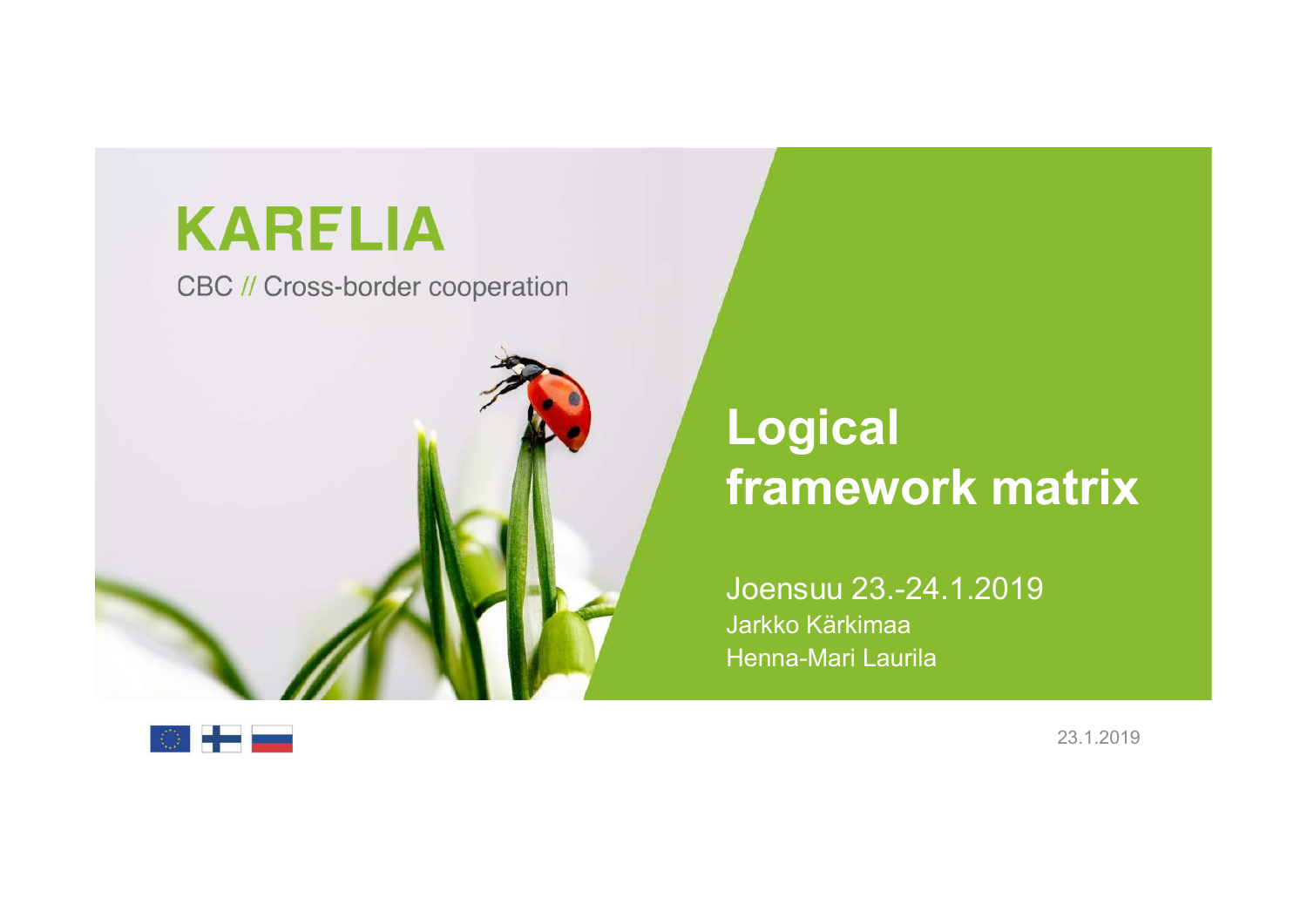KARELIA

CBC // Cross-border cooperation

# Logical framework matrix

Joensuu 23.-24.1.2019

Jarkko Kärkimaa

Henna-Mari Laurila

23.1.2019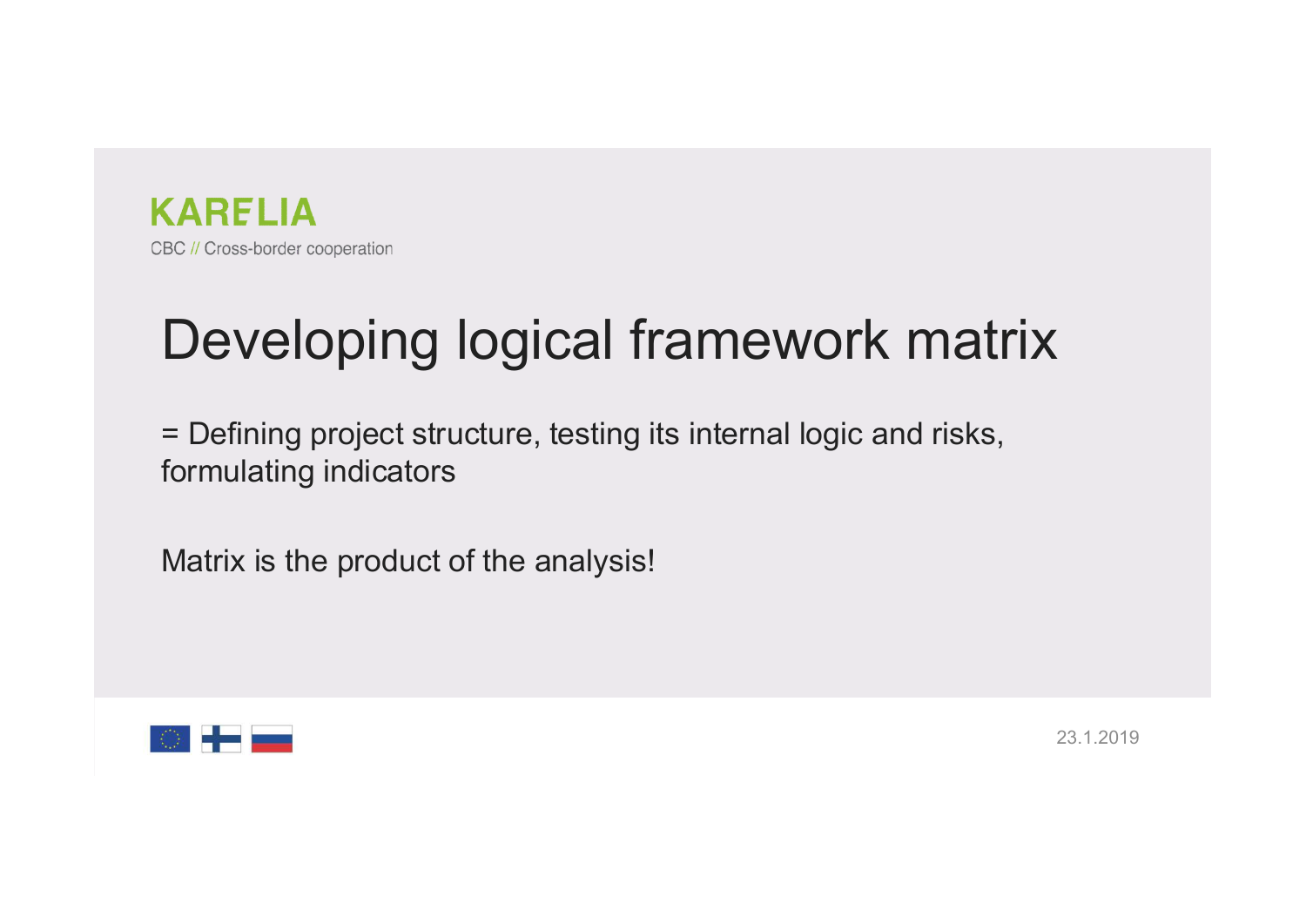KARELIA

CBC // Cross-border cooperation

# Developing logical framework matrix

= Defining project structure, testing its internal logic and risks, formulating indicators

Matrix is the product of the analysis!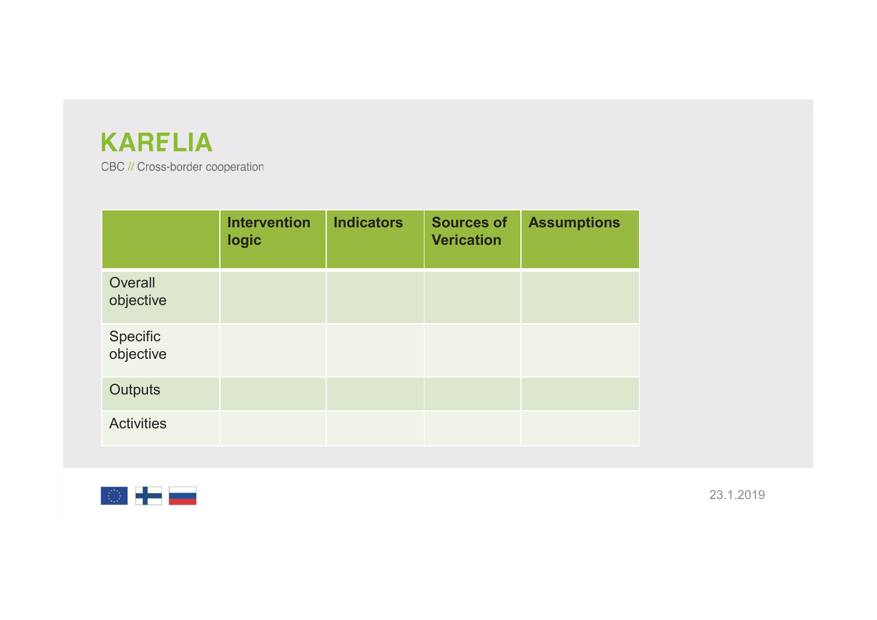KARELIA

CBC // Cross-border cooperation

|  | Intervention logic | Indicators | Sources of Verication | Assumptions |
|---|---|---|---|---|
| Overall objective |  |  |  |  |
| Specific objective |  |  |  |  |
| Outputs |  |  |  |  |
| Activities |  |  |  |  |

23.1.2019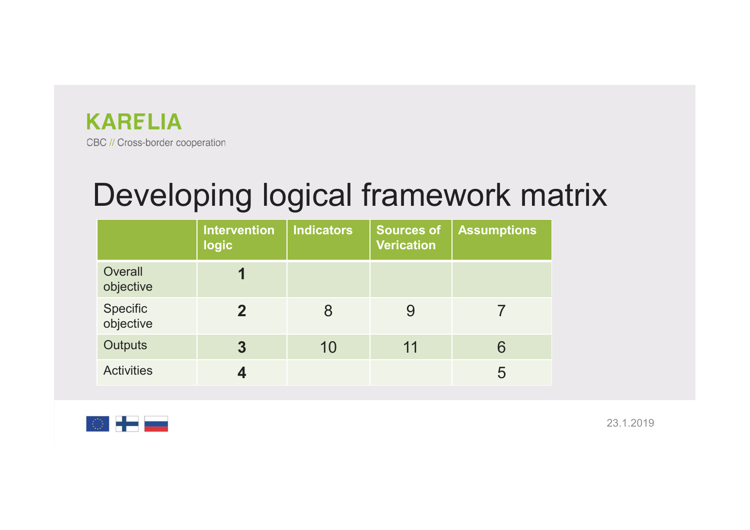KARELIA

CBC // Cross-border cooperation

# Developing logical framework matrix

| | Intervention logic | Indicators | Sources of Verication | Assumptions |
|---|---|---|---|---|
| Overall objective | **1** | | | |
| Specific objective | **2** | 8 | 9 | 7 |
| Outputs | **3** | 10 | 11 | 6 |
| Activities | **4** | | | 5 |

23.1.2019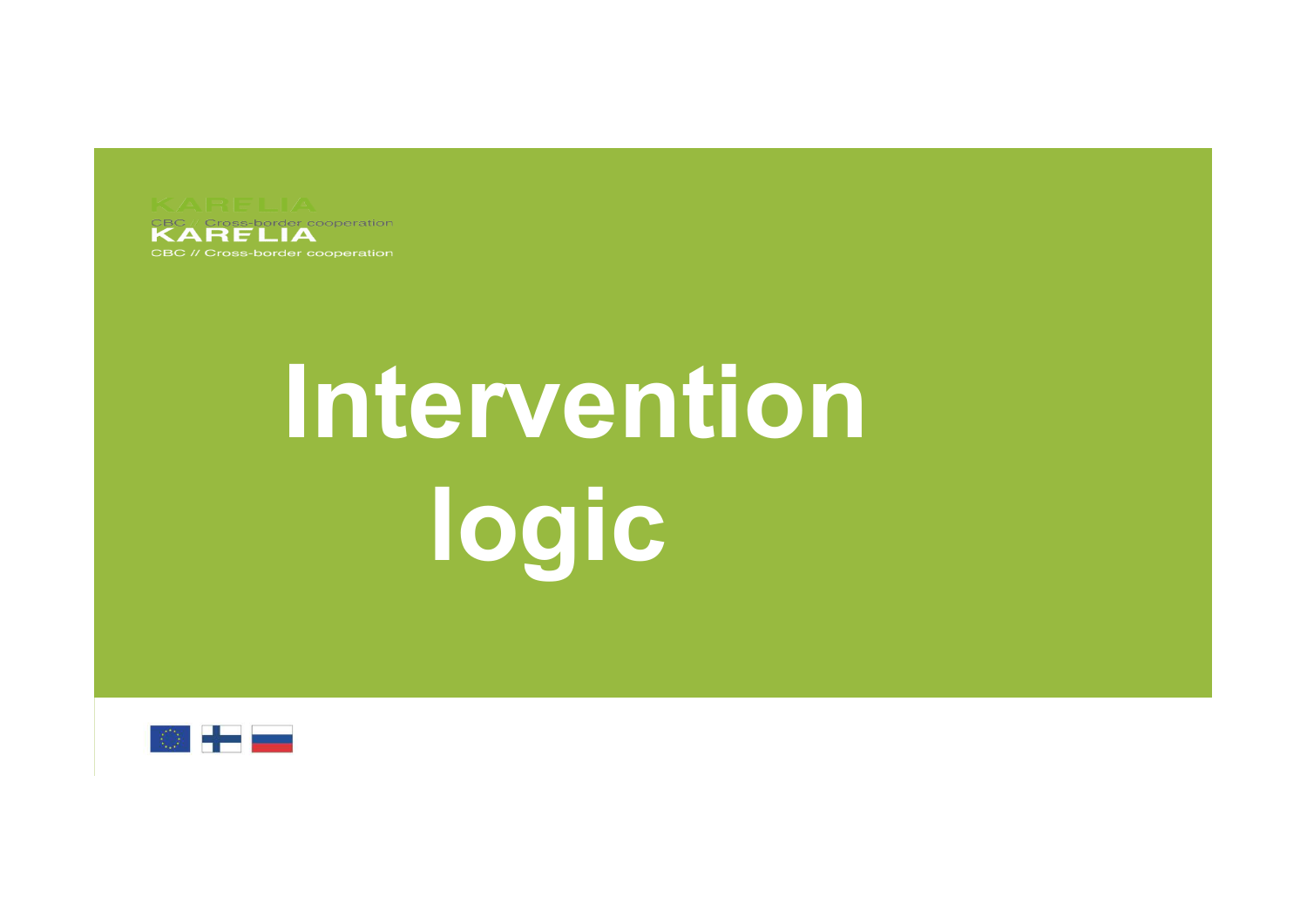KARELIA

CBC // Cross-border cooperation

# Intervention logic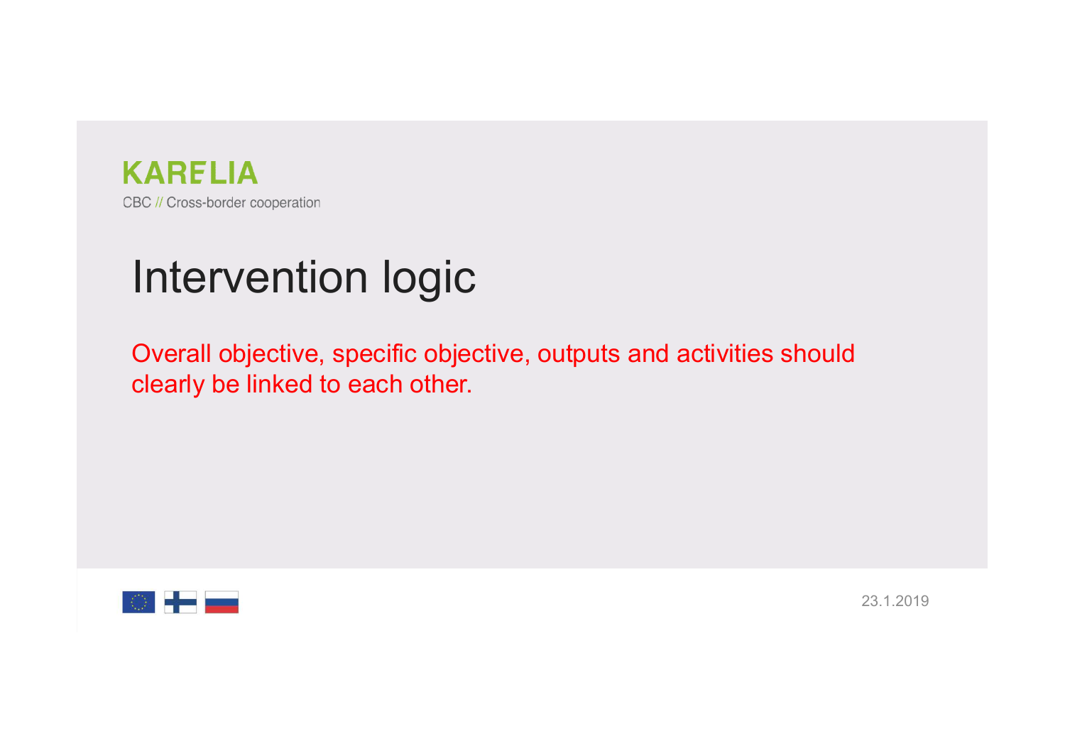KARELIA

CBC // Cross-border cooperation

# Intervention logic

Overall objective, specific objective, outputs and activities should clearly be linked to each other.

23.1.2019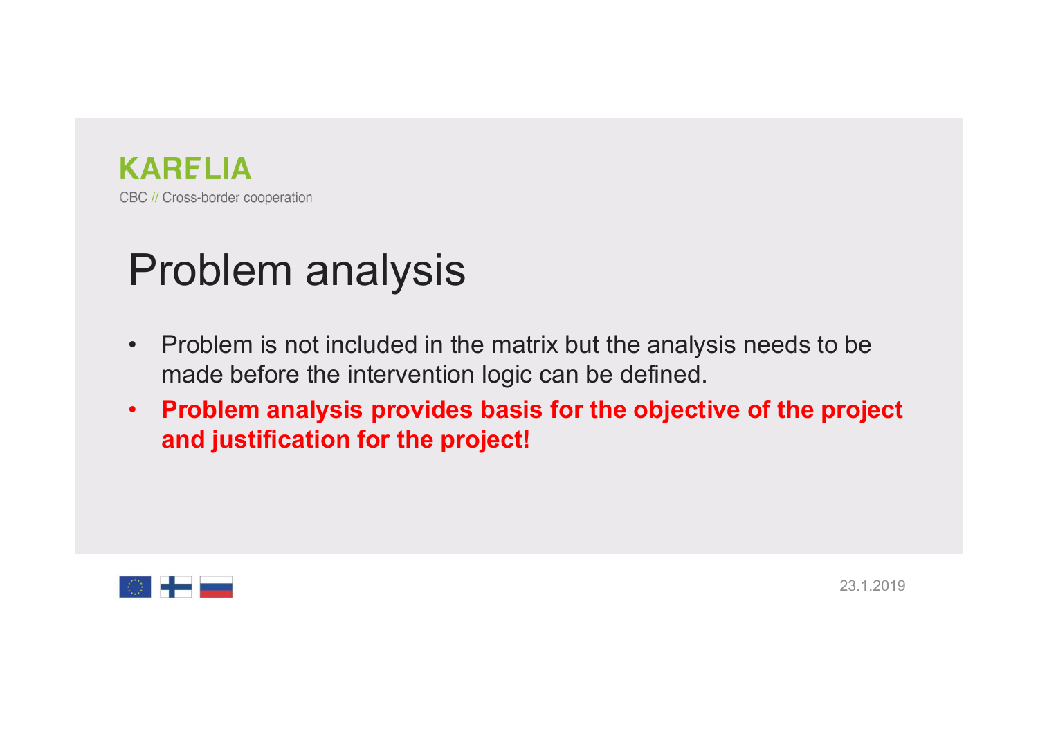# Problem analysis

- Problem is not included in the matrix but the analysis needs to be made before the intervention logic can be defined.
- **Problem analysis provides basis for the objective of the project and justification for the project!**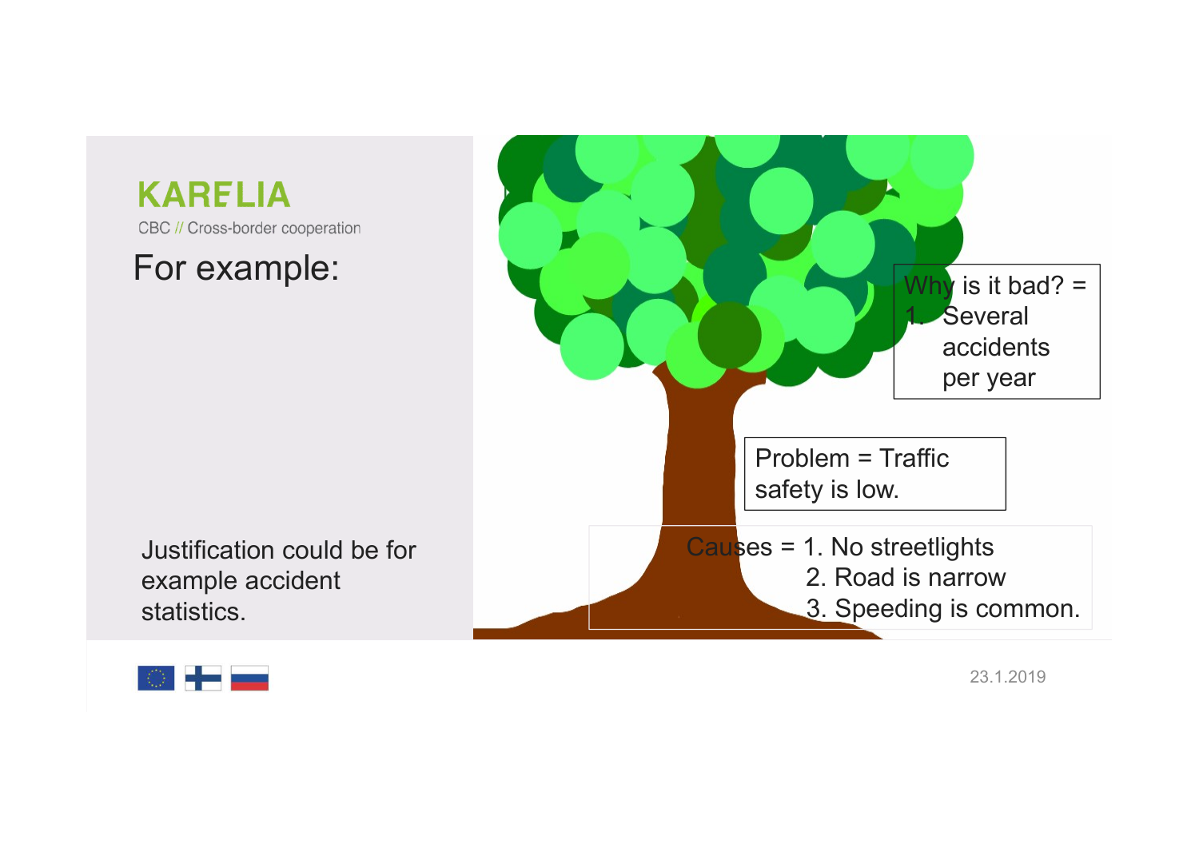KARELIA
CBC // Cross-border cooperation

# For example:

Why is it bad? =
1. Several accidents per year

Problem = Traffic safety is low.

Causes = 1. No streetlights
2. Road is narrow
3. Speeding is common.

Justification could be for example accident statistics.

23.1.2019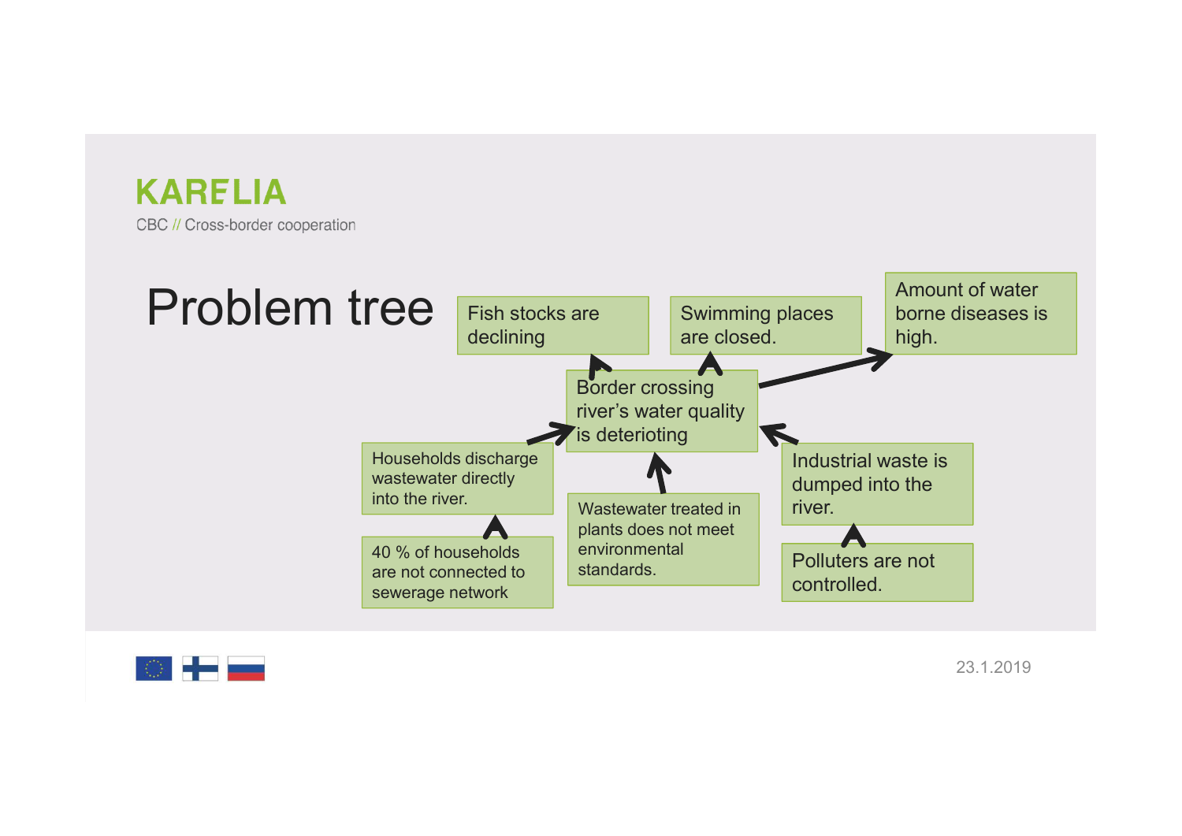KARELIA

CBC // Cross-border cooperation

# Problem tree

Fish stocks are declining

Swimming places are closed.

Amount of water borne diseases is high.

Border crossing river's water quality is deterioting

Households discharge wastewater directly into the river.

Wastewater treated in plants does not meet environmental standards.

Industrial waste is dumped into the river.

40 % of households are not connected to sewerage network

Polluters are not controlled.

23.1.2019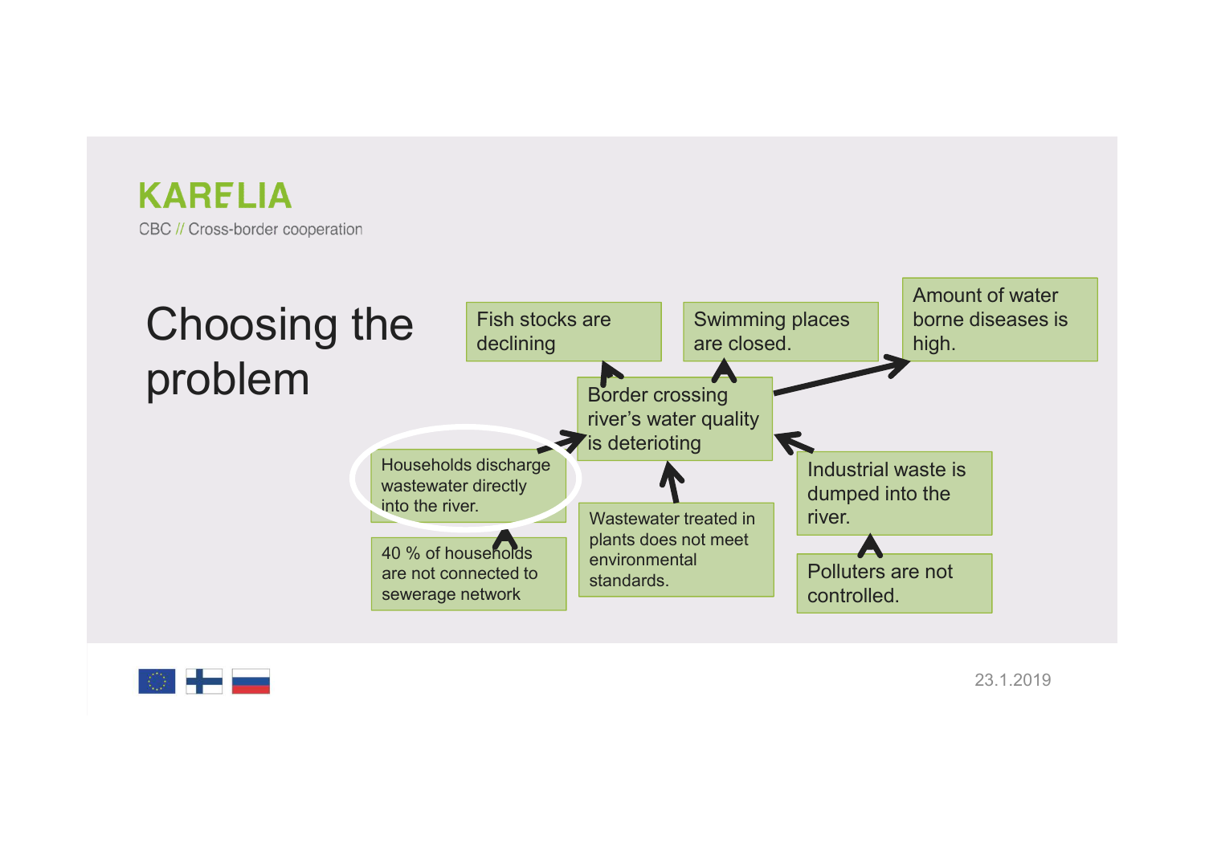KARELIA

CBC // Cross-border cooperation

# Choosing the problem

Fish stocks are declining

Swimming places are closed.

Amount of water borne diseases is high.

Border crossing river's water quality is deterioting

Households discharge wastewater directly into the river.

40 % of households are not connected to sewerage network

Wastewater treated in plants does not meet environmental standards.

Industrial waste is dumped into the river.

Polluters are not controlled.

23.1.2019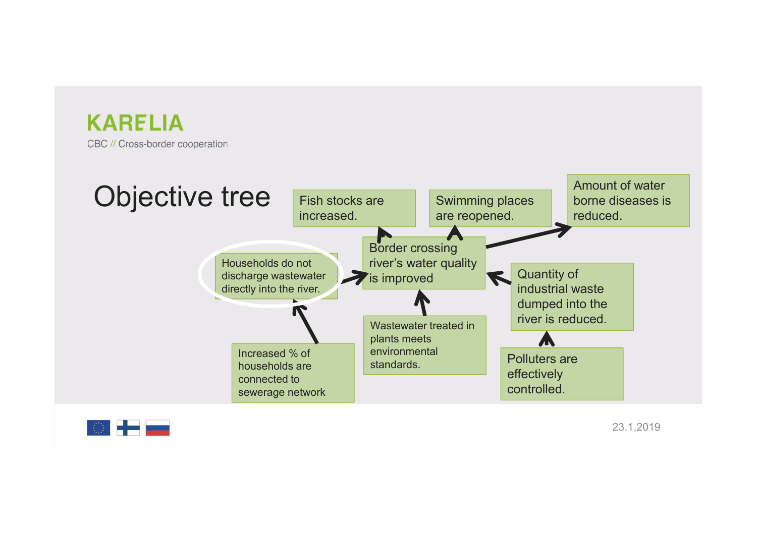# Objective tree

Fish stocks are increased.

Swimming places are reopened.

Amount of water borne diseases is reduced.

Border crossing river's water quality is improved

Households do not discharge wastewater directly into the river.

Quantity of industrial waste dumped into the river is reduced.

Wastewater treated in plants meets environmental standards.

Increased % of households are connected to sewerage network

Polluters are effectively controlled.

23.1.2019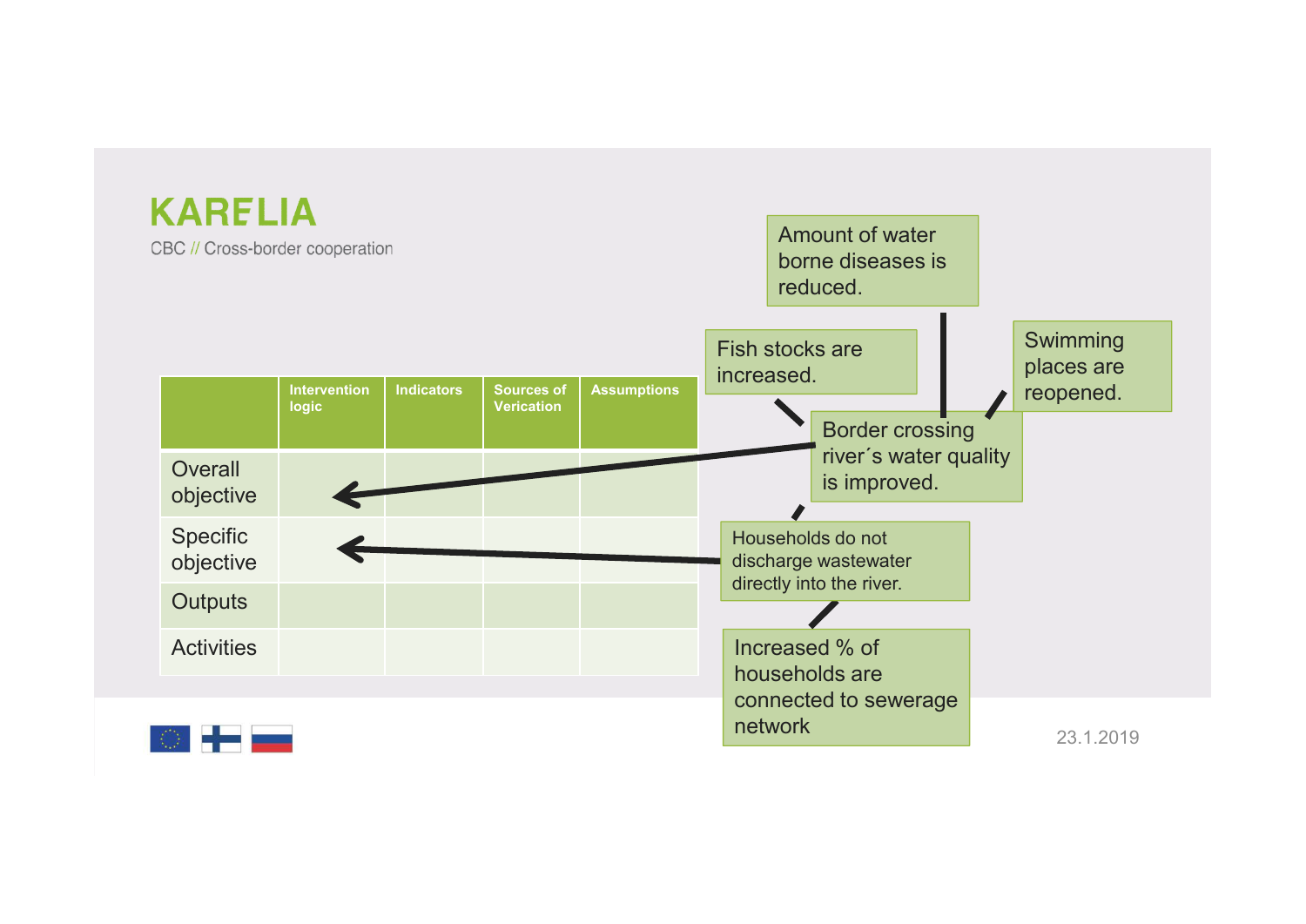# KARELIA

CBC // Cross-border cooperation

| | Intervention logic | Indicators | Sources of Verication | Assumptions |
|---|---|---|---|---|
| Overall objective | | | | |
| Specific objective | | | | |
| Outputs | | | | |
| Activities | | | | |

Amount of water borne diseases is reduced.

Fish stocks are increased.

Swimming places are reopened.

Border crossing river´s water quality is improved.

Households do not discharge wastewater directly into the river.

Increased % of households are connected to sewerage network

23.1.2019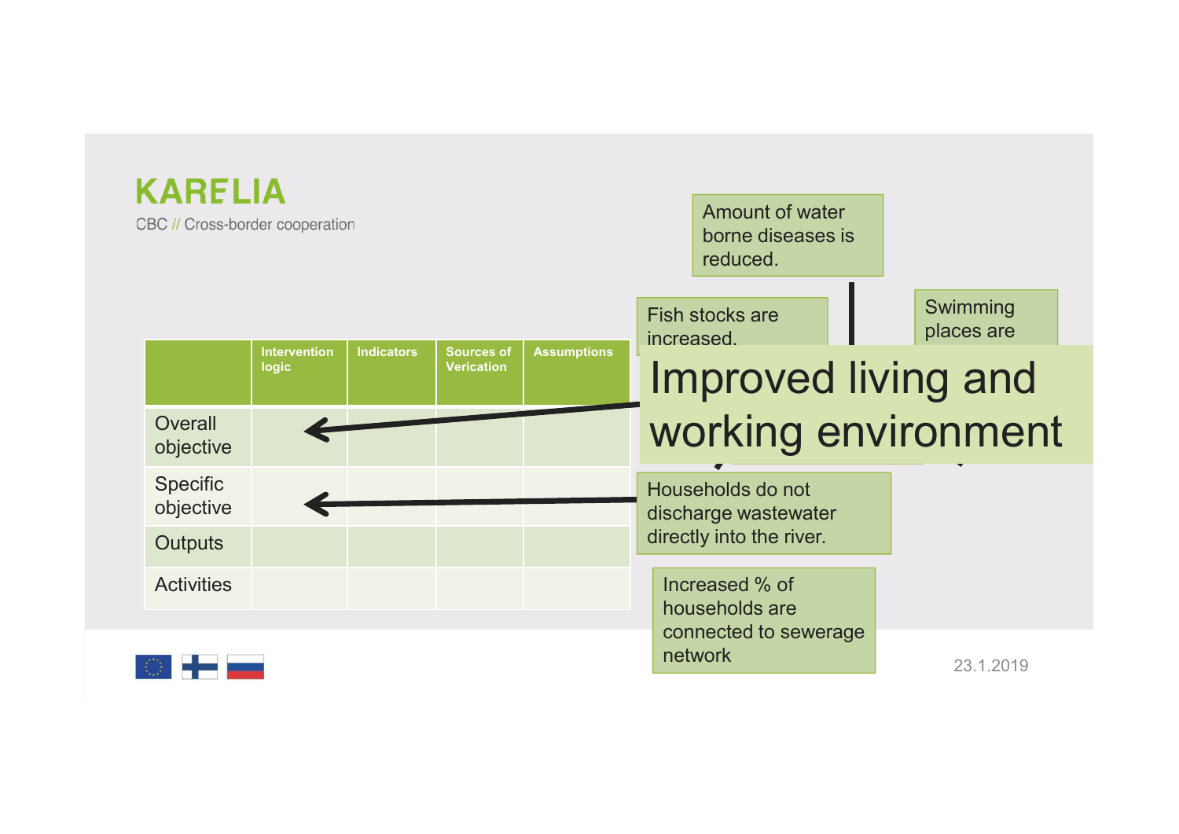# KARELIA

CBC // Cross-border cooperation

| | Intervention logic | Indicators | Sources of Verication | Assumptions |
|---|---|---|---|---|
| Overall objective | | | | |
| Specific objective | | | | |
| Outputs | | | | |
| Activities | | | | |

Amount of water borne diseases is reduced.

Fish stocks are increased.

Swimming places are

Improved living and working environment

Households do not discharge wastewater directly into the river.

Increased % of households are connected to sewerage network

23.1.2019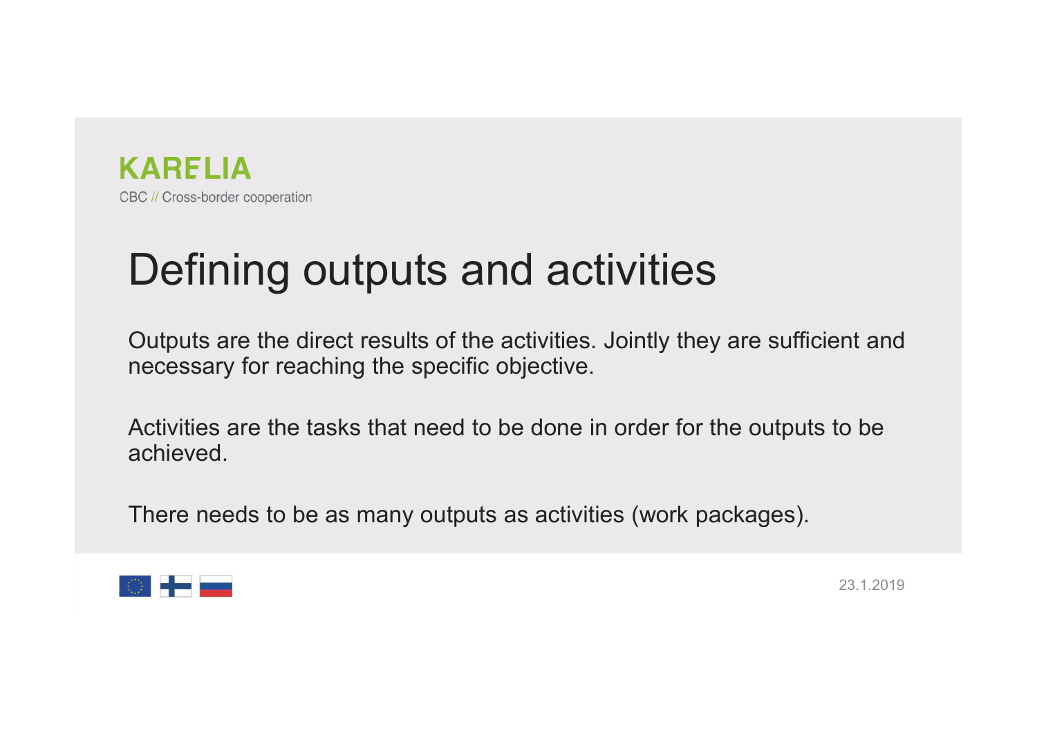KARELIA

CBC // Cross-border cooperation

# Defining outputs and activities

Outputs are the direct results of the activities. Jointly they are sufficient and necessary for reaching the specific objective.

Activities are the tasks that need to be done in order for the outputs to be achieved.

There needs to be as many outputs as activities (work packages).

23.1.2019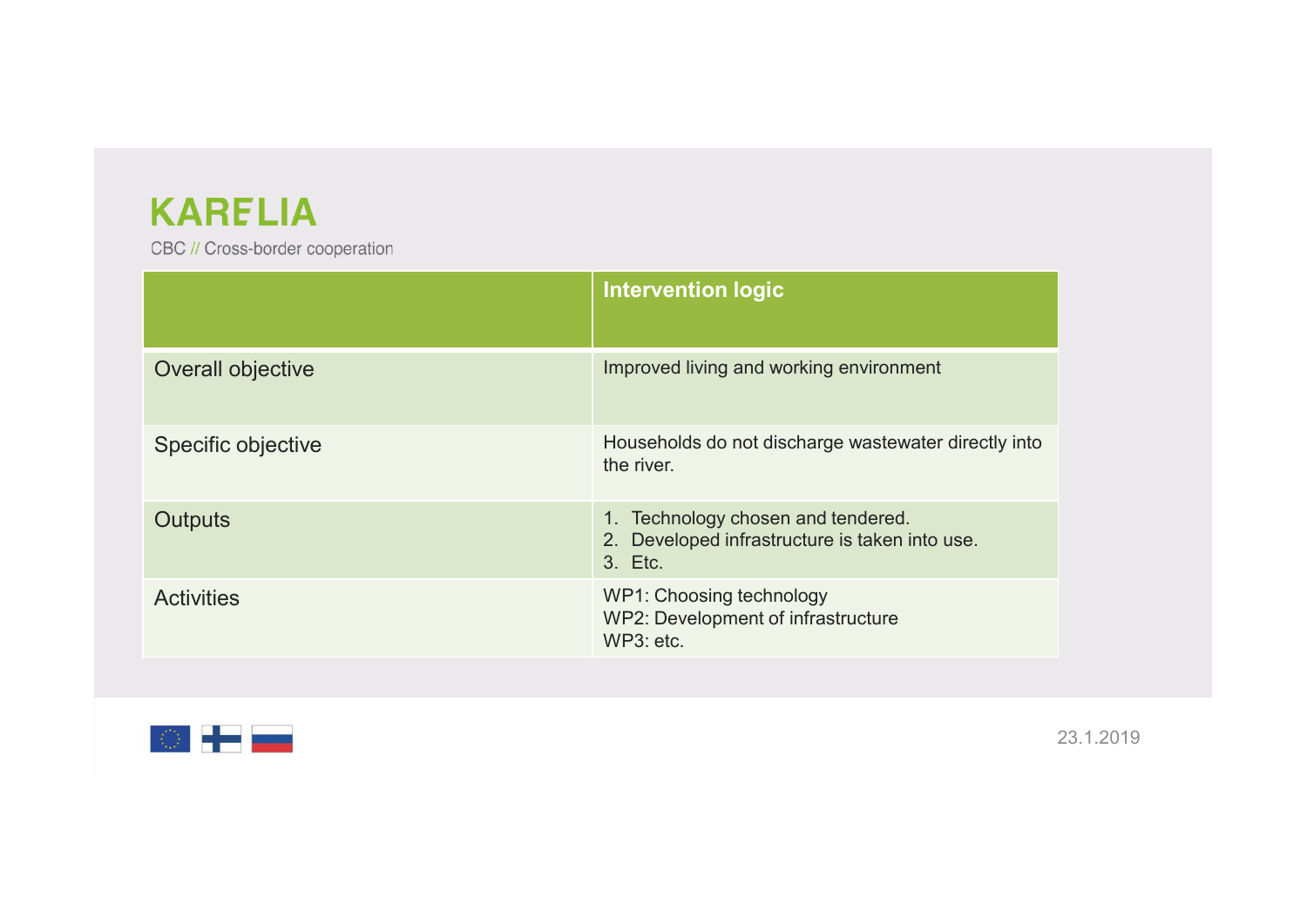| | Intervention logic |
|---|---|
| Overall objective | Improved living and working environment |
| Specific objective | Households do not discharge wastewater directly into the river. |
| Outputs | 1. Technology chosen and tendered.<br>2. Developed infrastructure is taken into use.<br>3. Etc. |
| Activities | WP1: Choosing technology<br>WP2: Development of infrastructure<br>WP3: etc. |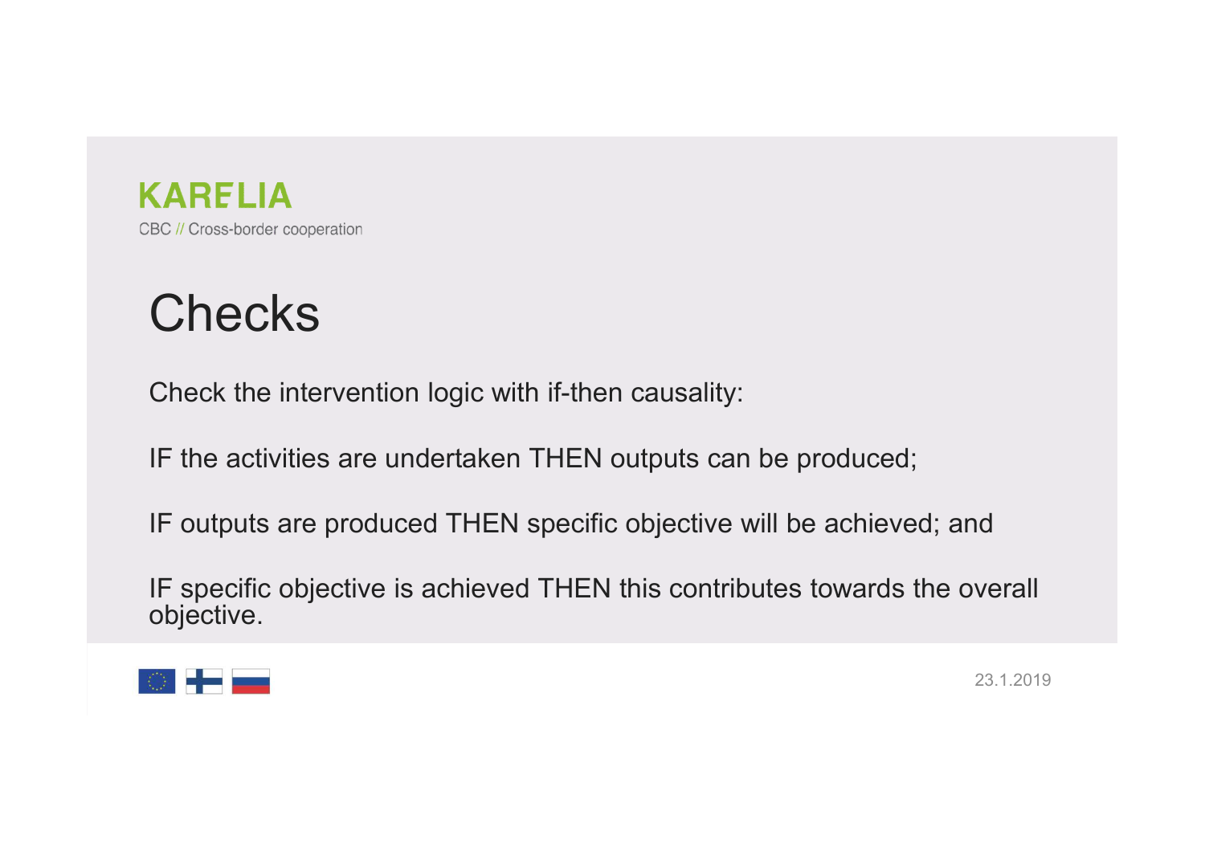# Checks

Check the intervention logic with if-then causality:

IF the activities are undertaken THEN outputs can be produced;

IF outputs are produced THEN specific objective will be achieved; and

IF specific objective is achieved THEN this contributes towards the overall objective.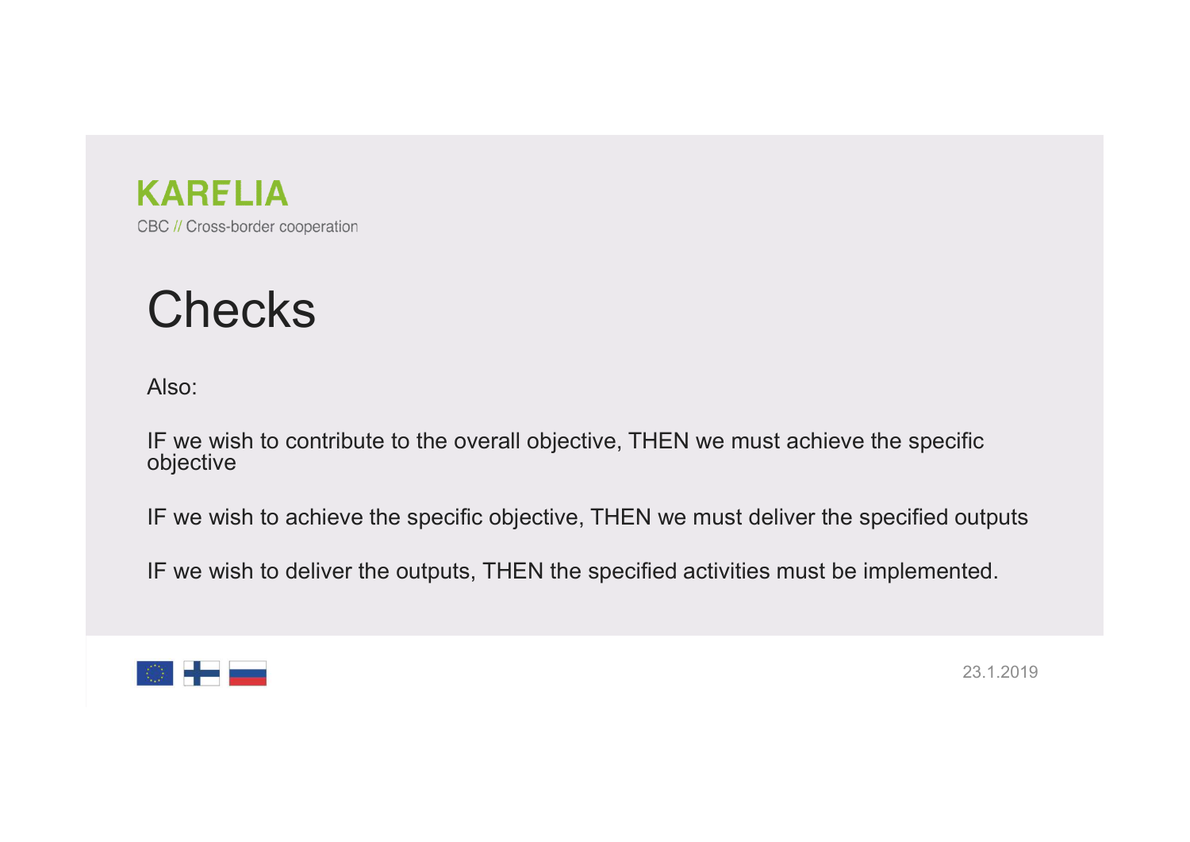# Checks

Also:

IF we wish to contribute to the overall objective, THEN we must achieve the specific objective

IF we wish to achieve the specific objective, THEN we must deliver the specified outputs

IF we wish to deliver the outputs, THEN the specified activities must be implemented.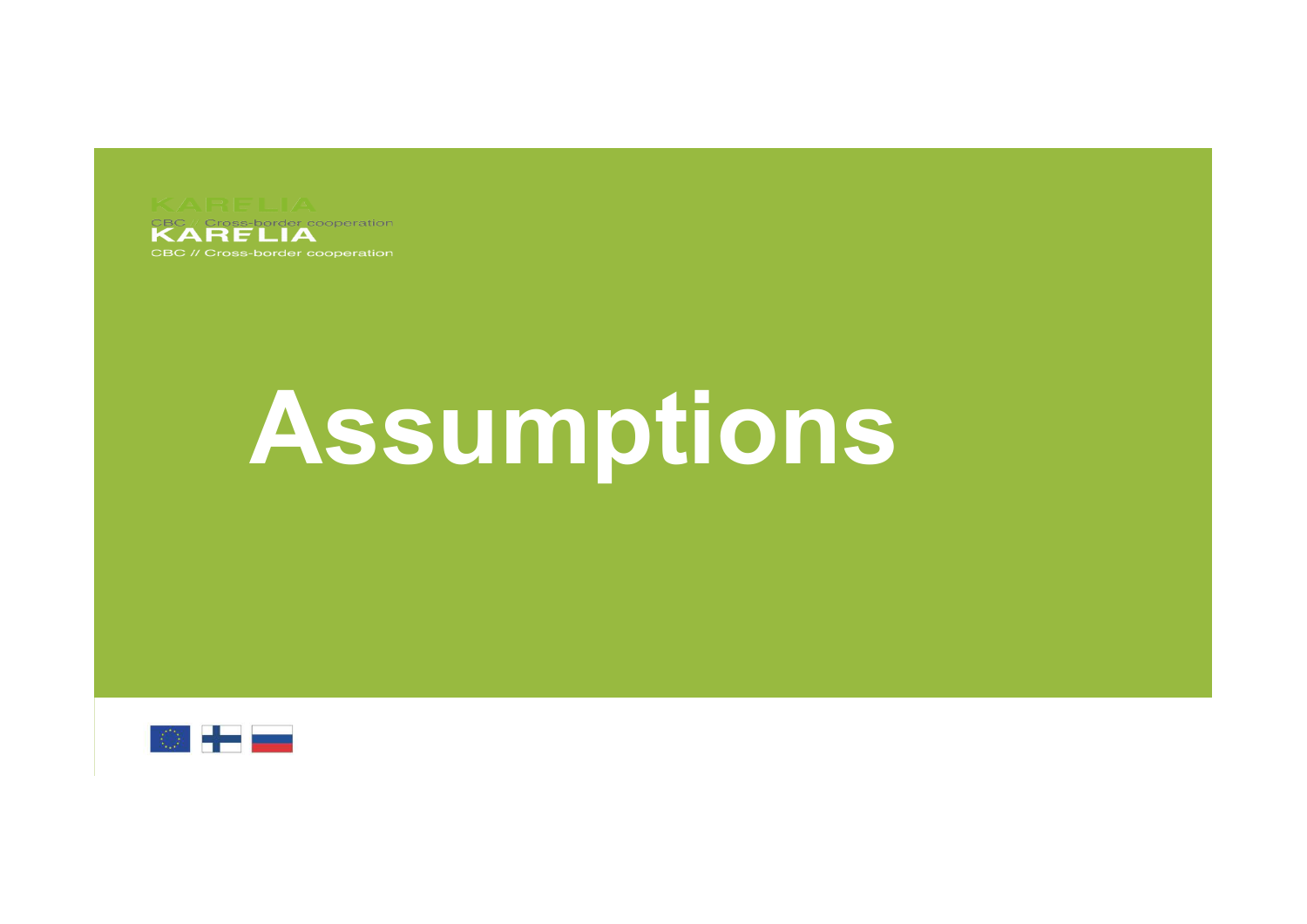KARELIA
CBC // Cross-border cooperation

# Assumptions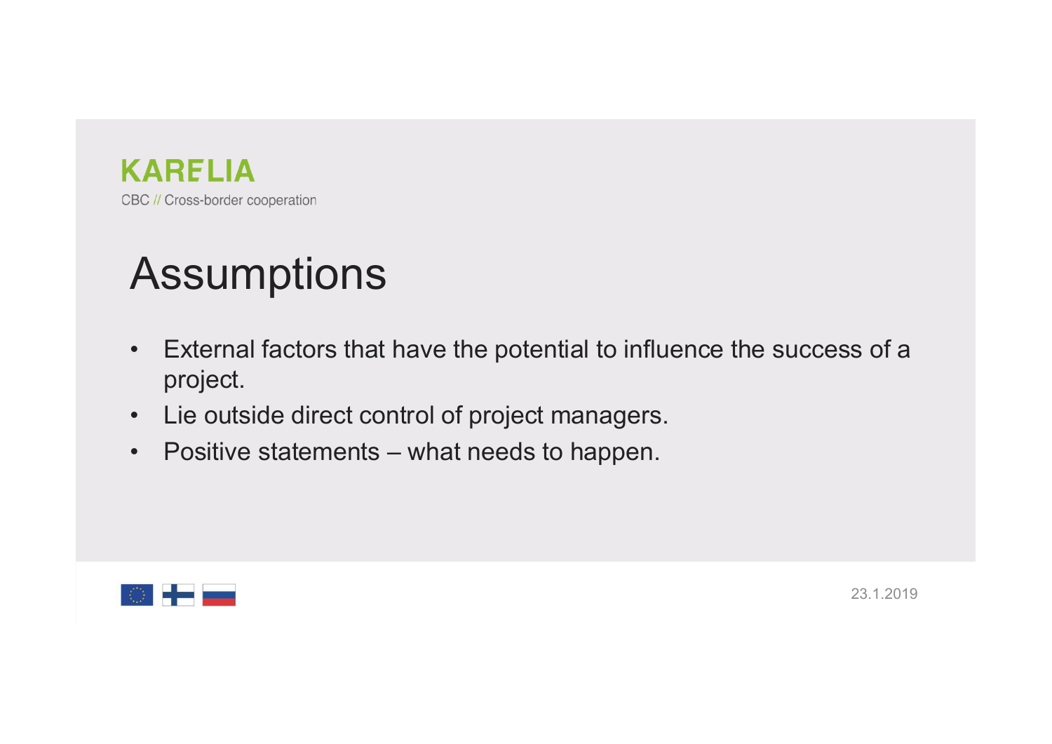# Assumptions

- External factors that have the potential to influence the success of a project.
- Lie outside direct control of project managers.
- Positive statements – what needs to happen.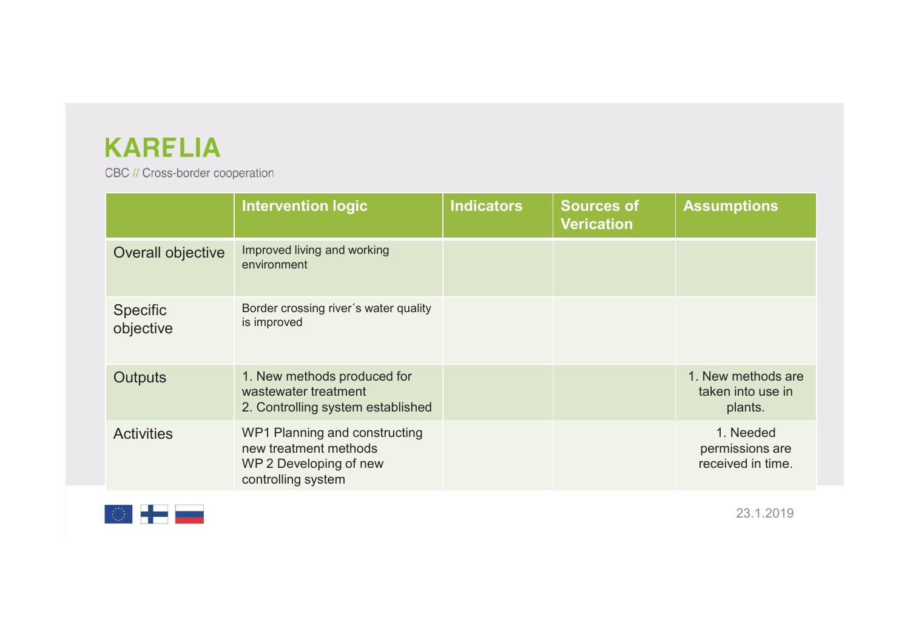| | Intervention logic | Indicators | Sources of Verication | Assumptions |
|---|---|---|---|---|
| Overall objective | Improved living and working environment | | | |
| Specific objective | Border crossing river´s water quality is improved | | | |
| Outputs | 1. New methods produced for wastewater treatment<br>2. Controlling system established | | | 1. New methods are taken into use in plants. |
| Activities | WP1 Planning and constructing new treatment methods<br>WP 2 Developing of new controlling system | | | 1. Needed permissions are received in time. |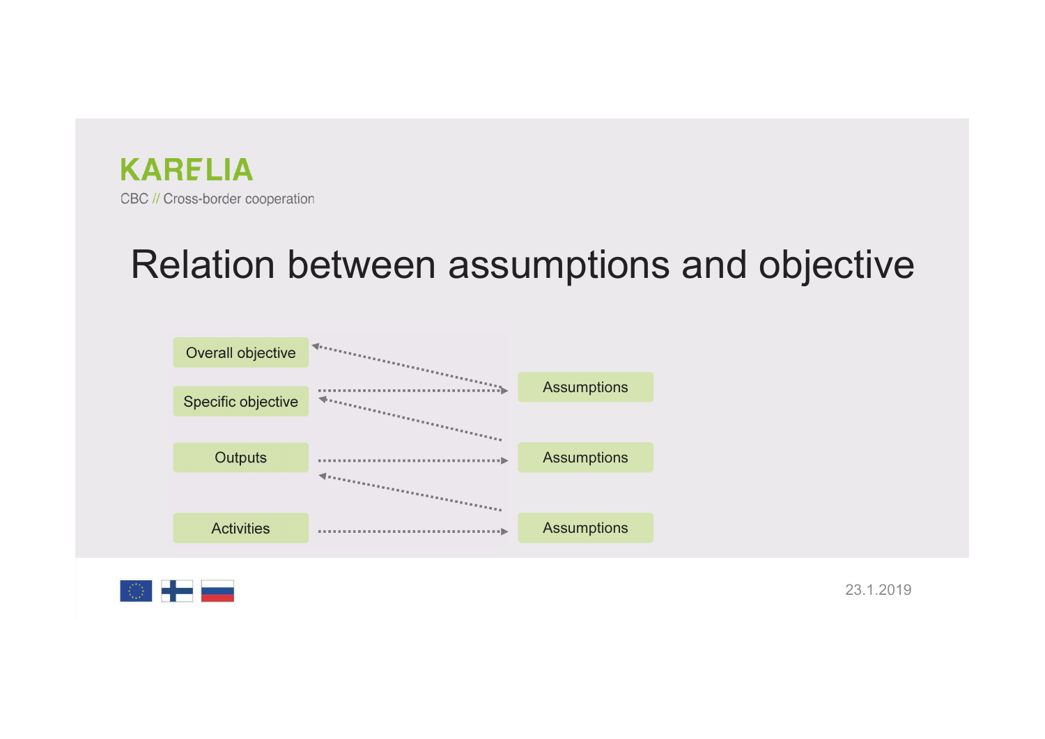KARELIA

CBC // Cross-border cooperation

# Relation between assumptions and objective

| | |
|---|---|
| Overall objective | |
| Specific objective | Assumptions |
| Outputs | Assumptions |
| Activities | Assumptions |

23.1.2019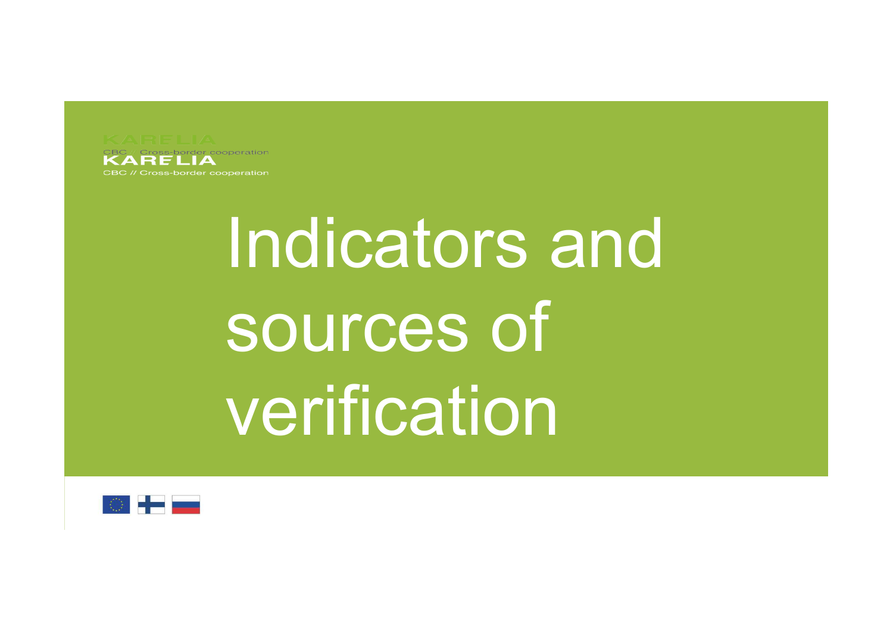KARELIA
CBC // Cross-border cooperation

# Indicators and sources of verification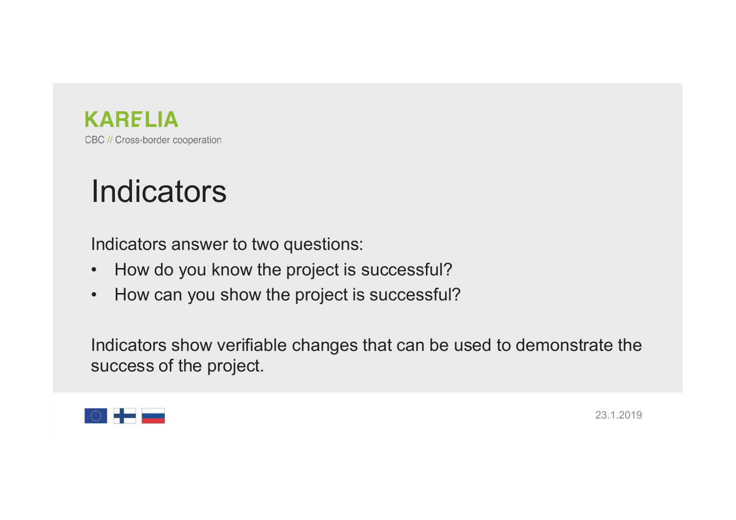# Indicators

Indicators answer to two questions:

- How do you know the project is successful?
- How can you show the project is successful?

Indicators show verifiable changes that can be used to demonstrate the success of the project.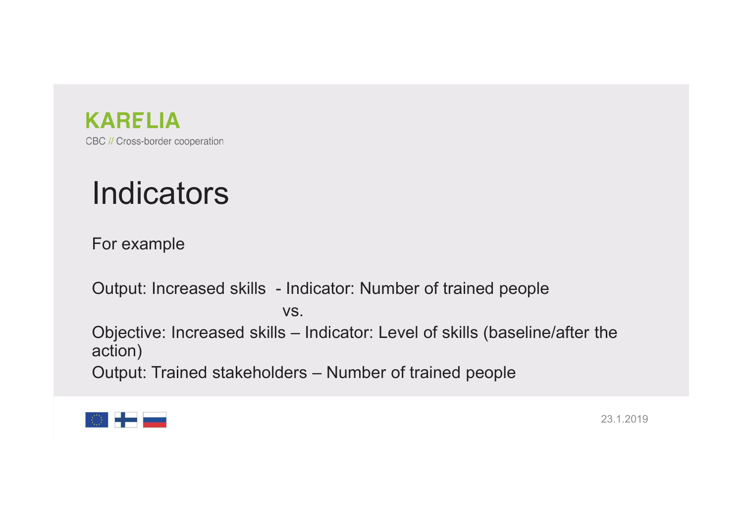# Indicators

For example

Output: Increased skills - Indicator: Number of trained people

vs.

Objective: Increased skills – Indicator: Level of skills (baseline/after the action)

Output: Trained stakeholders – Number of trained people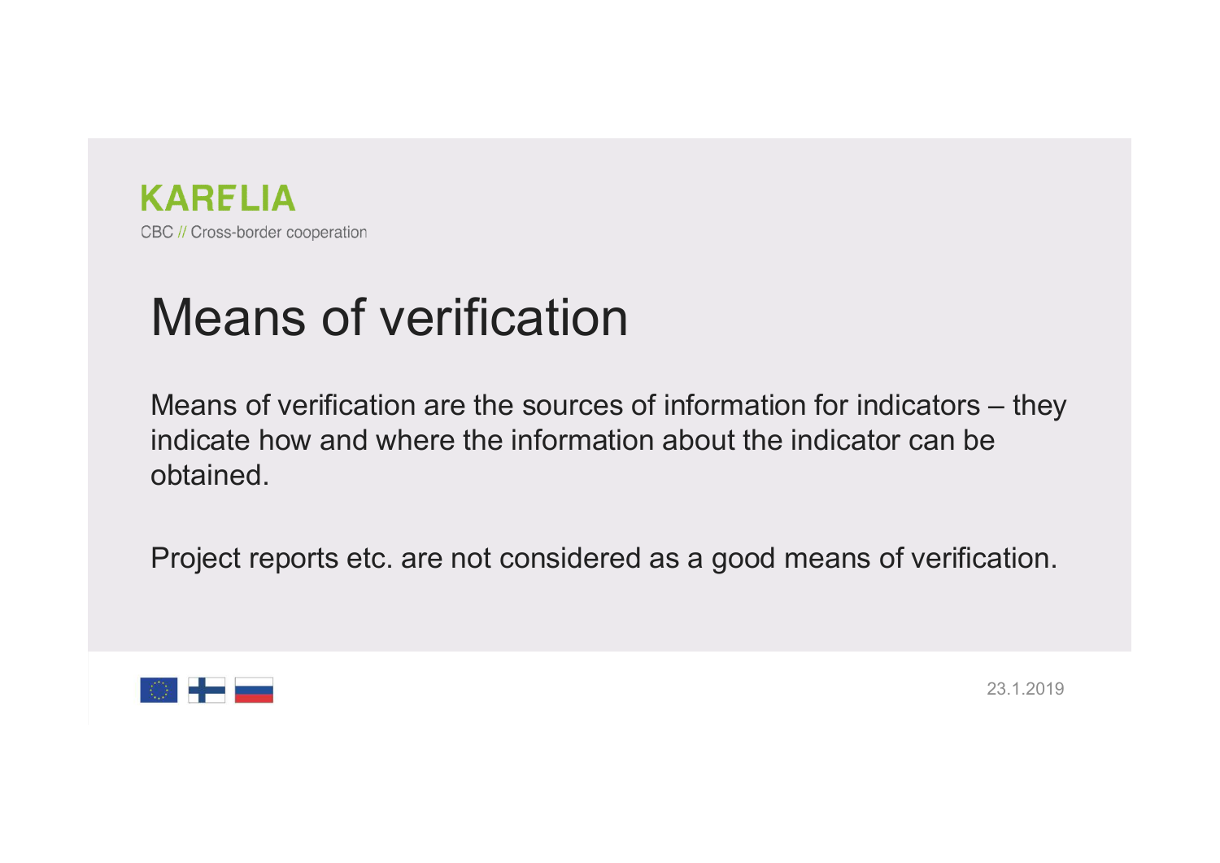# Means of verification

Means of verification are the sources of information for indicators – they indicate how and where the information about the indicator can be obtained.

Project reports etc. are not considered as a good means of verification.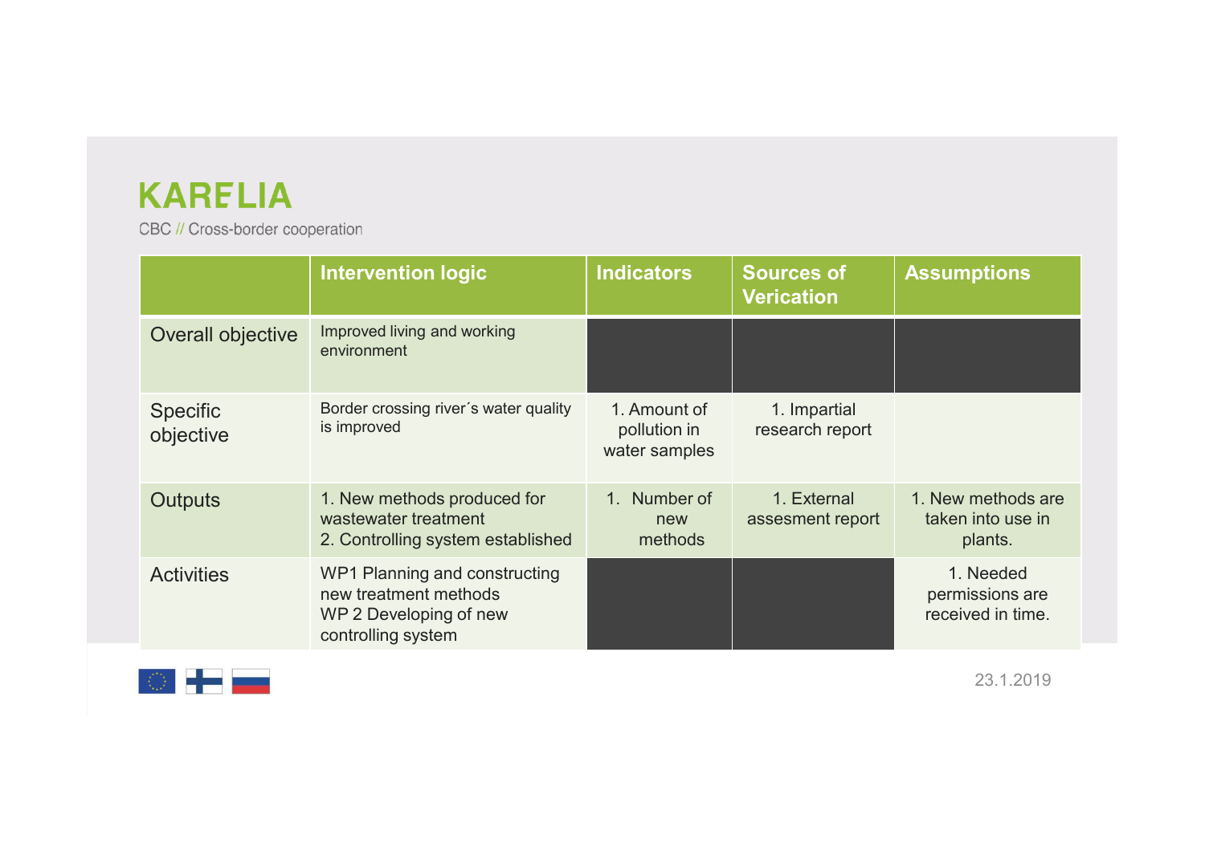**KARELIA**

CBC // Cross-border cooperation

| | Intervention logic | Indicators | Sources of Verication | Assumptions |
|---|---|---|---|---|
| Overall objective | Improved living and working environment | | | |
| Specific objective | Border crossing river´s water quality is improved | 1. Amount of pollution in water samples | 1. Impartial research report | |
| Outputs | 1. New methods produced for wastewater treatment<br>2. Controlling system established | 1. Number of new methods | 1. External assesment report | 1. New methods are taken into use in plants. |
| Activities | WP1 Planning and constructing new treatment methods<br>WP 2 Developing of new controlling system | | | 1. Needed permissions are received in time. |

23.1.2019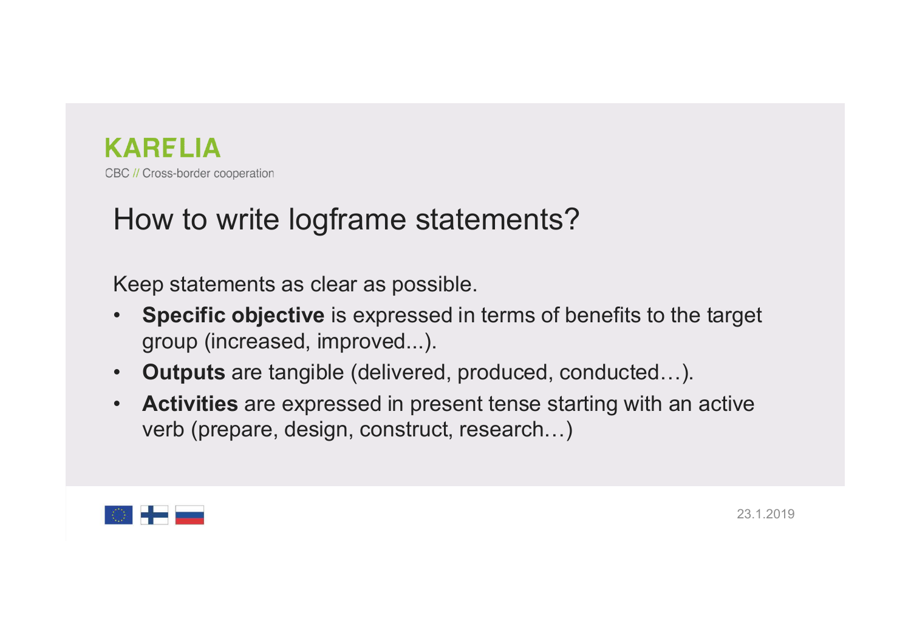KARELIA

CBC // Cross-border cooperation

# How to write logframe statements?

Keep statements as clear as possible.

- **Specific objective** is expressed in terms of benefits to the target group (increased, improved...).
- **Outputs** are tangible (delivered, produced, conducted…).
- **Activities** are expressed in present tense starting with an active verb (prepare, design, construct, research…)

23.1.2019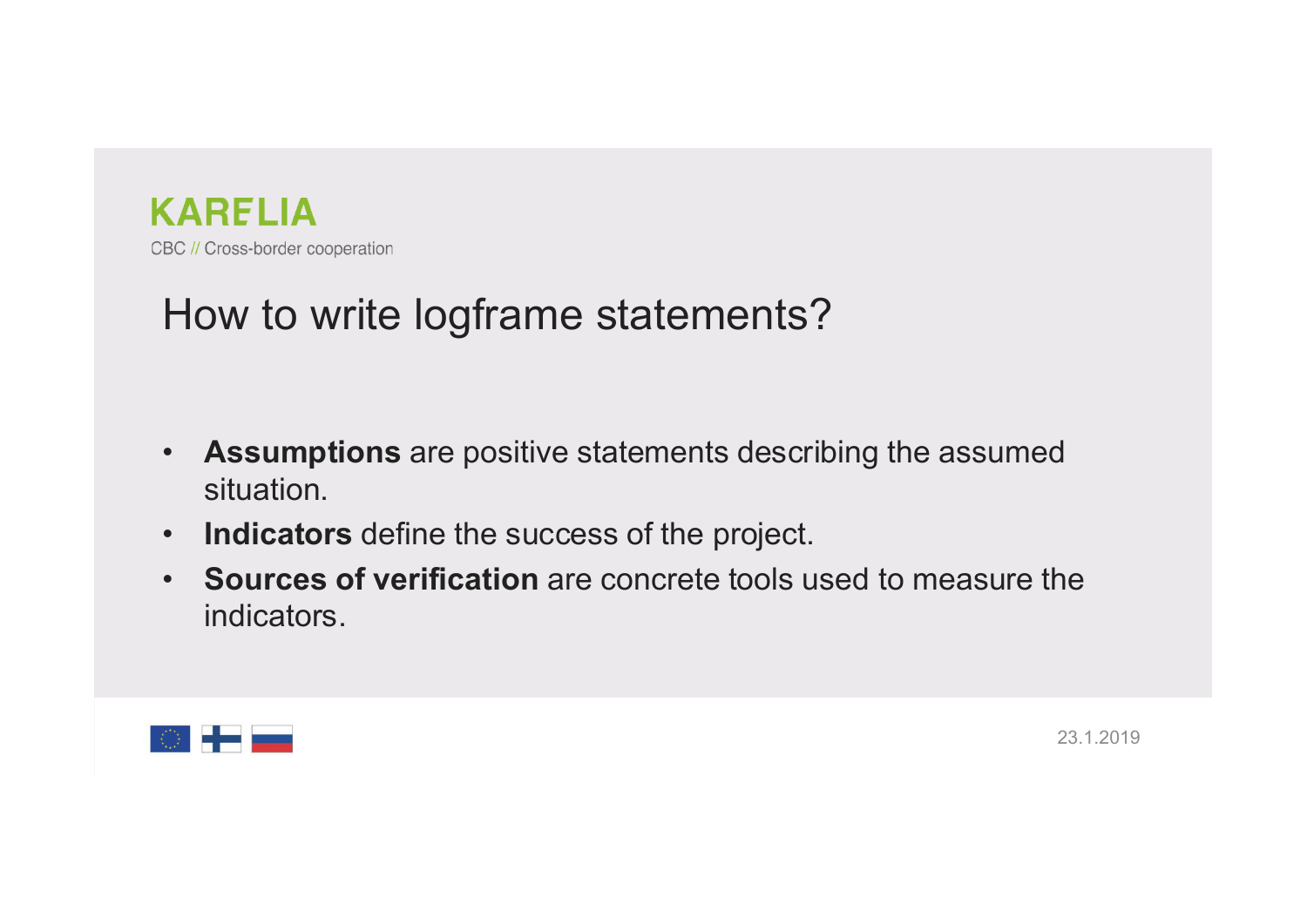# How to write logframe statements?

- **Assumptions** are positive statements describing the assumed situation.
- **Indicators** define the success of the project.
- **Sources of verification** are concrete tools used to measure the indicators.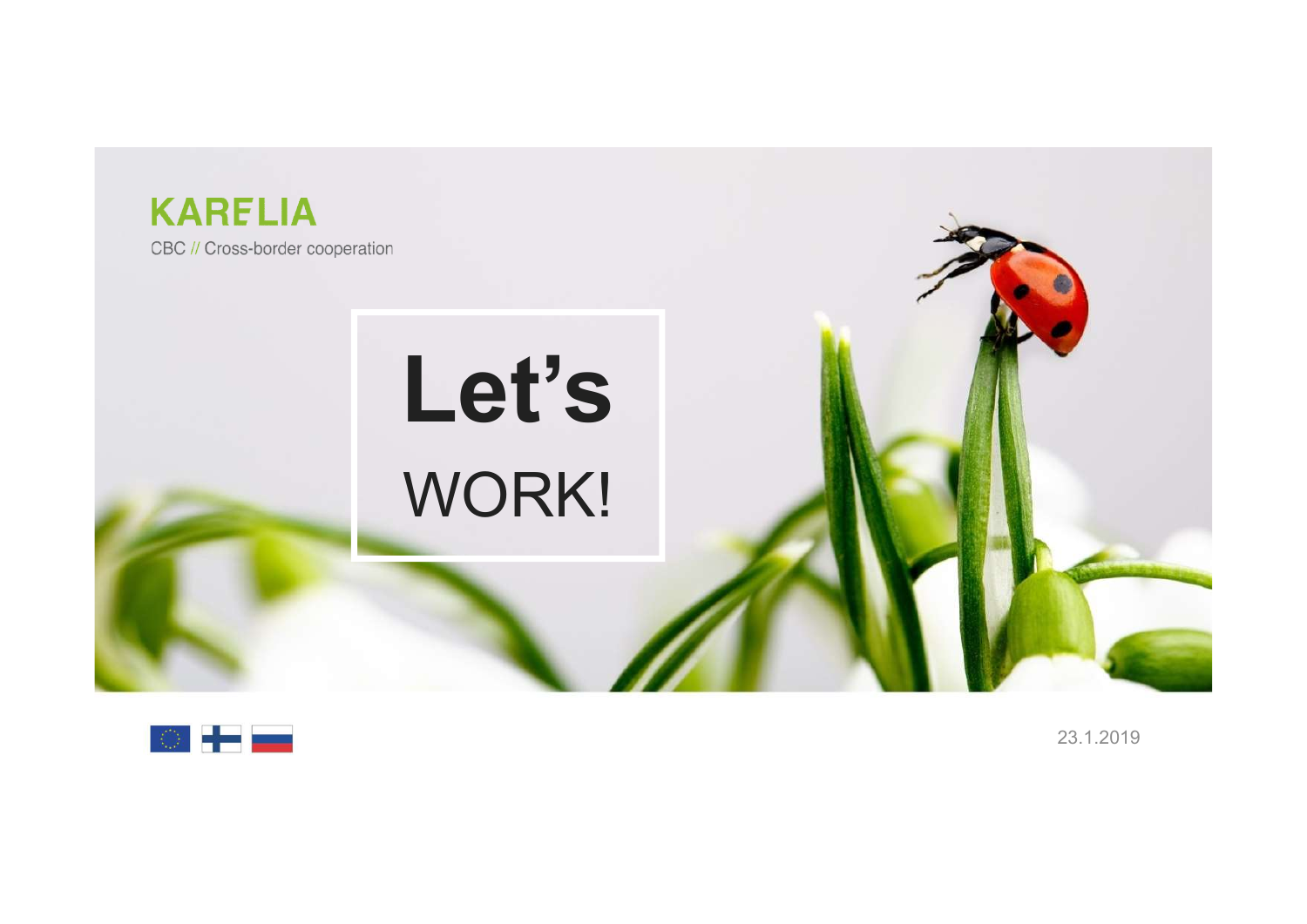KARELIA

CBC // Cross-border cooperation

# Let's

WORK!

23.1.2019